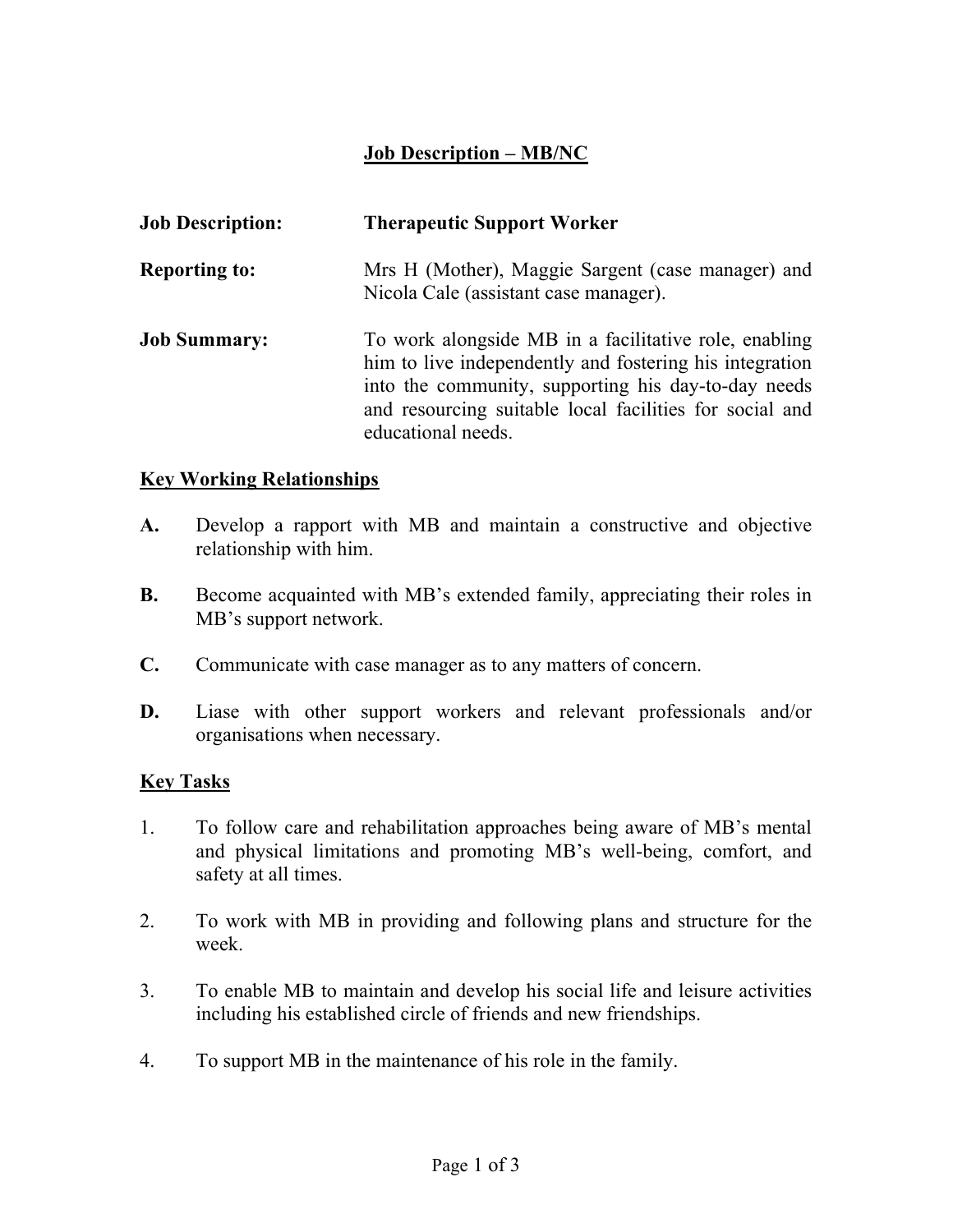# Job Description – MB/NC

**Job Description:** **Therapeutic Support Worker**

**Reporting to:** Mrs H (Mother), Maggie Sargent (case manager) and Nicola Cale (assistant case manager).

**Job Summary:** To work alongside MB in a facilitative role, enabling him to live independently and fostering his integration into the community, supporting his day-to-day needs and resourcing suitable local facilities for social and educational needs.

## Key Working Relationships

**A.** Develop a rapport with MB and maintain a constructive and objective relationship with him.

**B.** Become acquainted with MB's extended family, appreciating their roles in MB's support network.

**C.** Communicate with case manager as to any matters of concern.

**D.** Liase with other support workers and relevant professionals and/or organisations when necessary.

## Key Tasks

1. To follow care and rehabilitation approaches being aware of MB's mental and physical limitations and promoting MB's well-being, comfort, and safety at all times.

2. To work with MB in providing and following plans and structure for the week.

3. To enable MB to maintain and develop his social life and leisure activities including his established circle of friends and new friendships.

4. To support MB in the maintenance of his role in the family.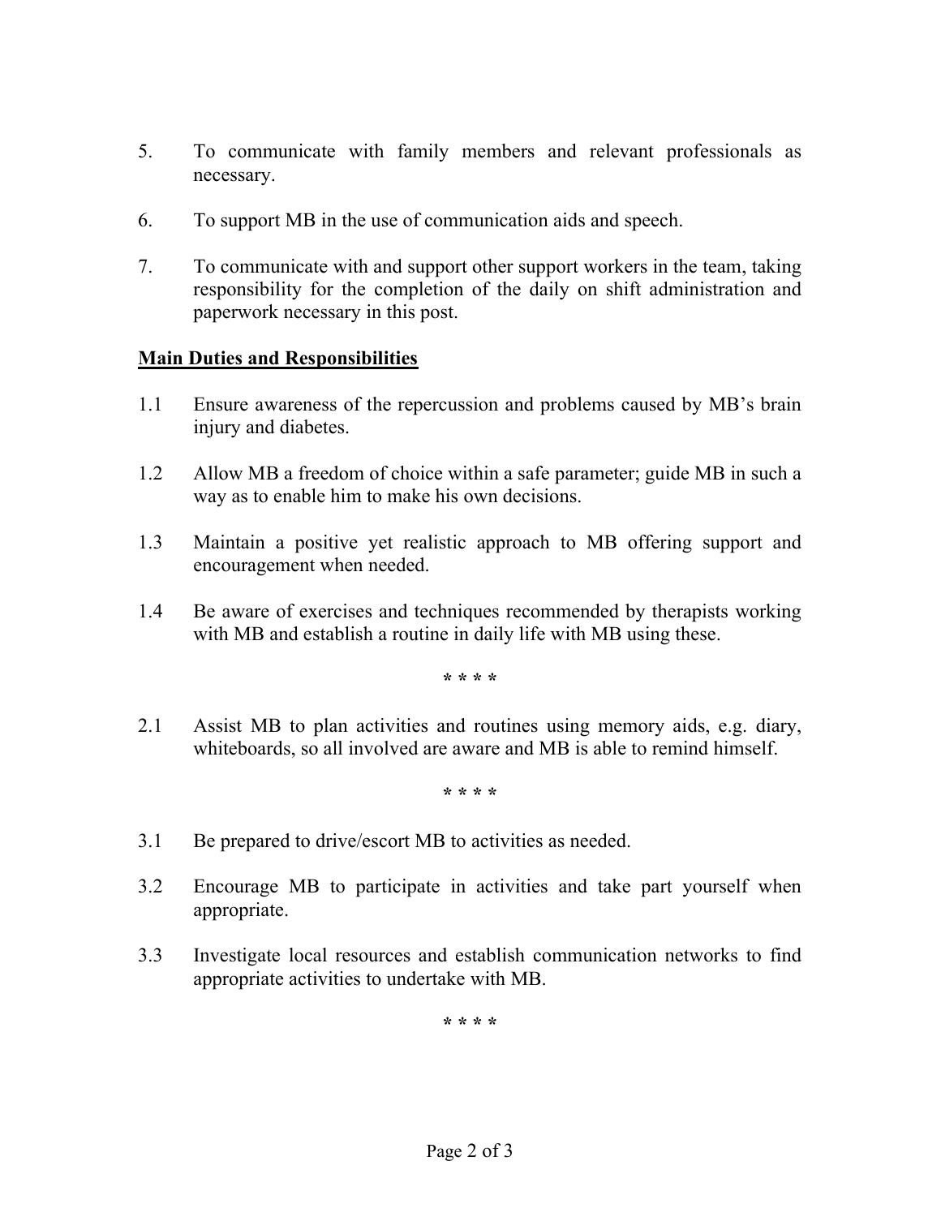5. To communicate with family members and relevant professionals as necessary.

6. To support MB in the use of communication aids and speech.

7. To communicate with and support other support workers in the team, taking responsibility for the completion of the daily on shift administration and paperwork necessary in this post.

**Main Duties and Responsibilities**

1.1 Ensure awareness of the repercussion and problems caused by MB's brain injury and diabetes.

1.2 Allow MB a freedom of choice within a safe parameter; guide MB in such a way as to enable him to make his own decisions.

1.3 Maintain a positive yet realistic approach to MB offering support and encouragement when needed.

1.4 Be aware of exercises and techniques recommended by therapists working with MB and establish a routine in daily life with MB using these.

<center>* * * *</center>

2.1 Assist MB to plan activities and routines using memory aids, e.g. diary, whiteboards, so all involved are aware and MB is able to remind himself.

<center>* * * *</center>

3.1 Be prepared to drive/escort MB to activities as needed.

3.2 Encourage MB to participate in activities and take part yourself when appropriate.

3.3 Investigate local resources and establish communication networks to find appropriate activities to undertake with MB.

<center>* * * *</center>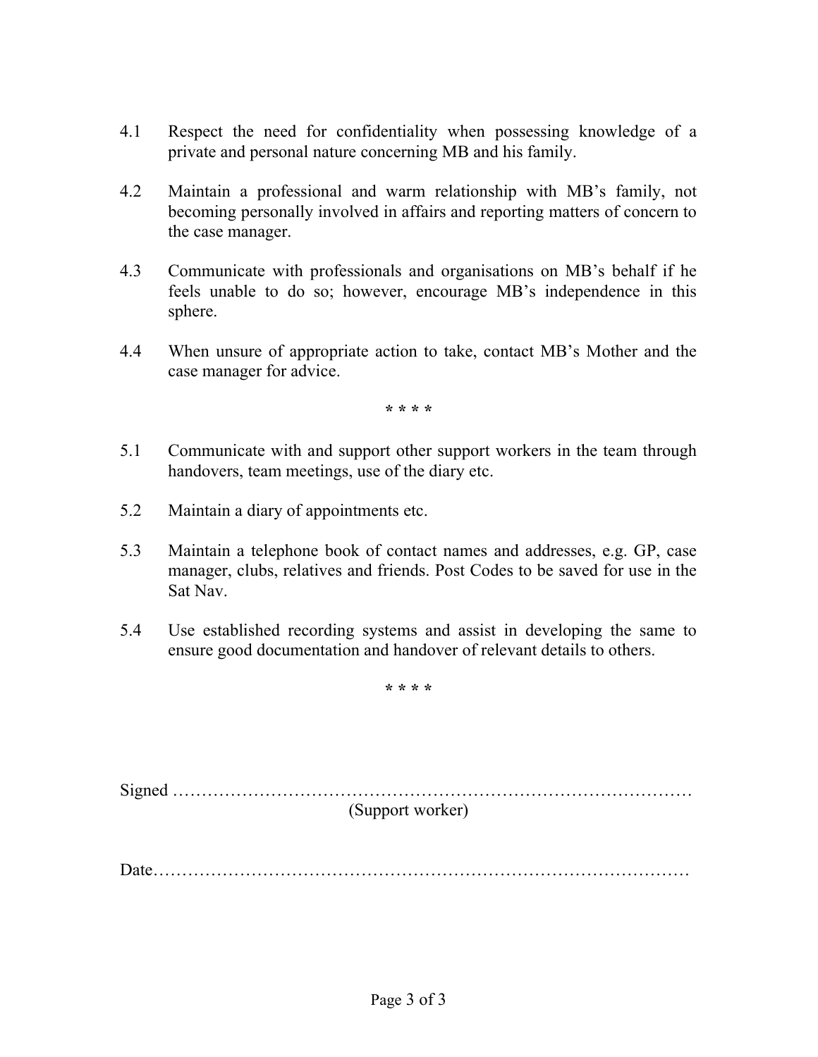4.1 Respect the need for confidentiality when possessing knowledge of a private and personal nature concerning MB and his family.

4.2 Maintain a professional and warm relationship with MB's family, not becoming personally involved in affairs and reporting matters of concern to the case manager.

4.3 Communicate with professionals and organisations on MB's behalf if he feels unable to do so; however, encourage MB's independence in this sphere.

4.4 When unsure of appropriate action to take, contact MB's Mother and the case manager for advice.

* * * *

5.1 Communicate with and support other support workers in the team through handovers, team meetings, use of the diary etc.

5.2 Maintain a diary of appointments etc.

5.3 Maintain a telephone book of contact names and addresses, e.g. GP, case manager, clubs, relatives and friends. Post Codes to be saved for use in the Sat Nav.

5.4 Use established recording systems and assist in developing the same to ensure good documentation and handover of relevant details to others.

* * * *

Signed ………………………………………………………………………………
(Support worker)

Date……………………………………………………………………………………